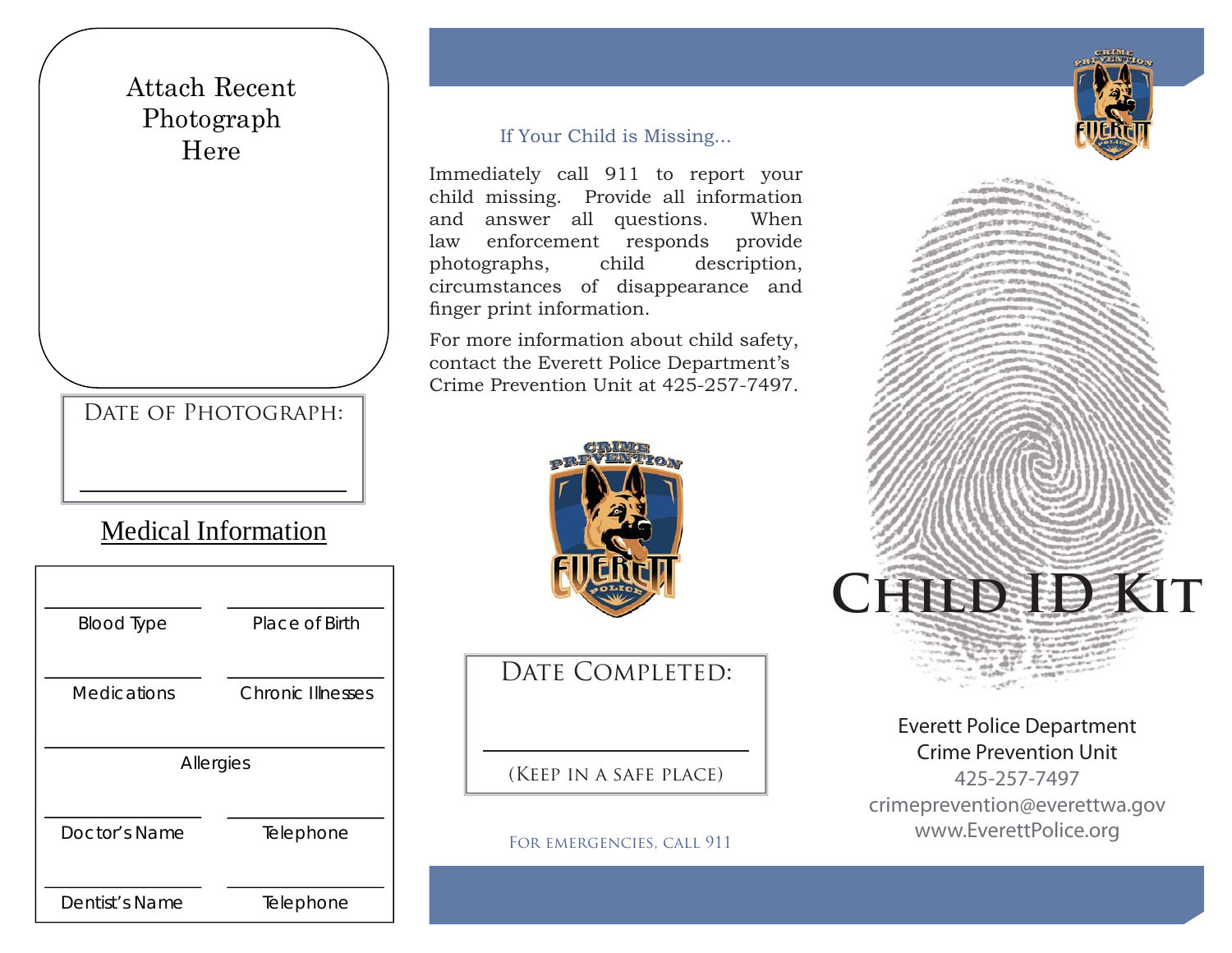Attach Recent Photograph Here

DATE OF PHOTOGRAPH:

______________________

## Medical Information

| | |
|---|---|
| Blood Type | Place of Birth |
| Medications | Chronic Illnesses |
| Allergies | |
| Doctor's Name | Telephone |
| Dentist's Name | Telephone |

If Your Child is Missing...

Immediately call 911 to report your child missing. Provide all information and answer all questions. When law enforcement responds provide photographs, child description, circumstances of disappearance and finger print information.

For more information about child safety, contact the Everett Police Department's Crime Prevention Unit at 425-257-7497.

CRIME PREVENTION EVERETT POLICE

DATE COMPLETED:

______________________

(KEEP IN A SAFE PLACE)

FOR EMERGENCIES, CALL 911

# CHILD ID KIT

Everett Police Department
Crime Prevention Unit
425-257-7497
crimeprevention@everettwa.gov
www.EverettPolice.org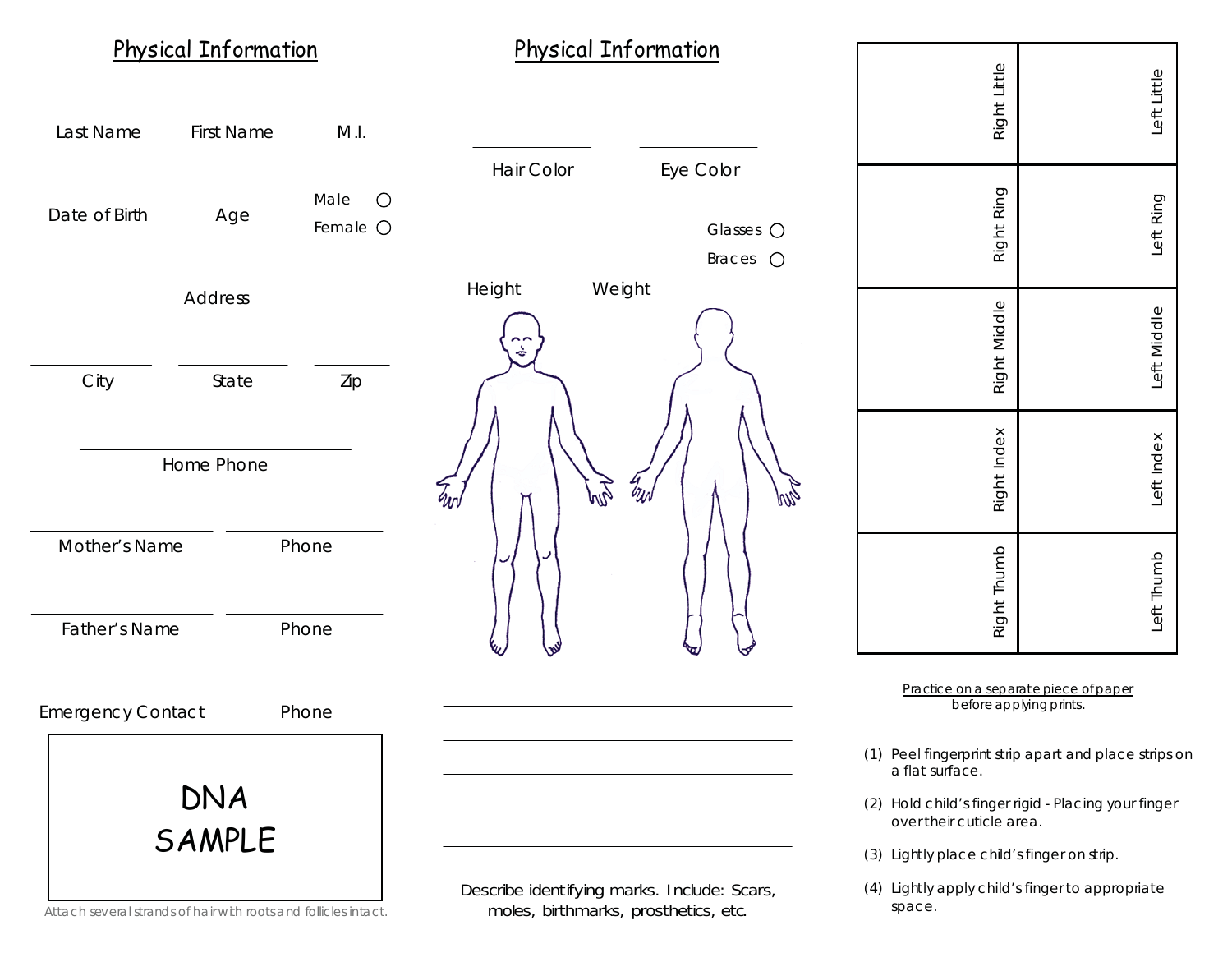## Physical Information

Last Name ____ First Name ____ M.I. ____

Date of Birth ____ Age ____

Male ○
Female ○

Address ____

City ____ State ____ Zip ____

Home Phone ____

Mother's Name ____ Phone ____

Father's Name ____ Phone ____

Emergency Contact ____ Phone ____

DNA SAMPLE

Attach several strands of hair with roots and follicles intact.

## Physical Information

Hair Color ____ Eye Color ____

Glasses ○
Braces ○

Height ____ Weight ____

Describe identifying marks. Include: Scars, moles, birthmarks, prosthetics, etc.

| | |
|---|---|
| Right Little | Left Little |
| Right Ring | Left Ring |
| Right Middle | Left Middle |
| Right Index | Left Index |
| Right Thumb | Left Thumb |

Practice on a separate piece of paper before applying prints.

(1) Peel fingerprint strip apart and place strips on a flat surface.

(2) Hold child's finger rigid - Placing your finger over their cuticle area.

(3) Lightly place child's finger on strip.

(4) Lightly apply child's finger to appropriate space.